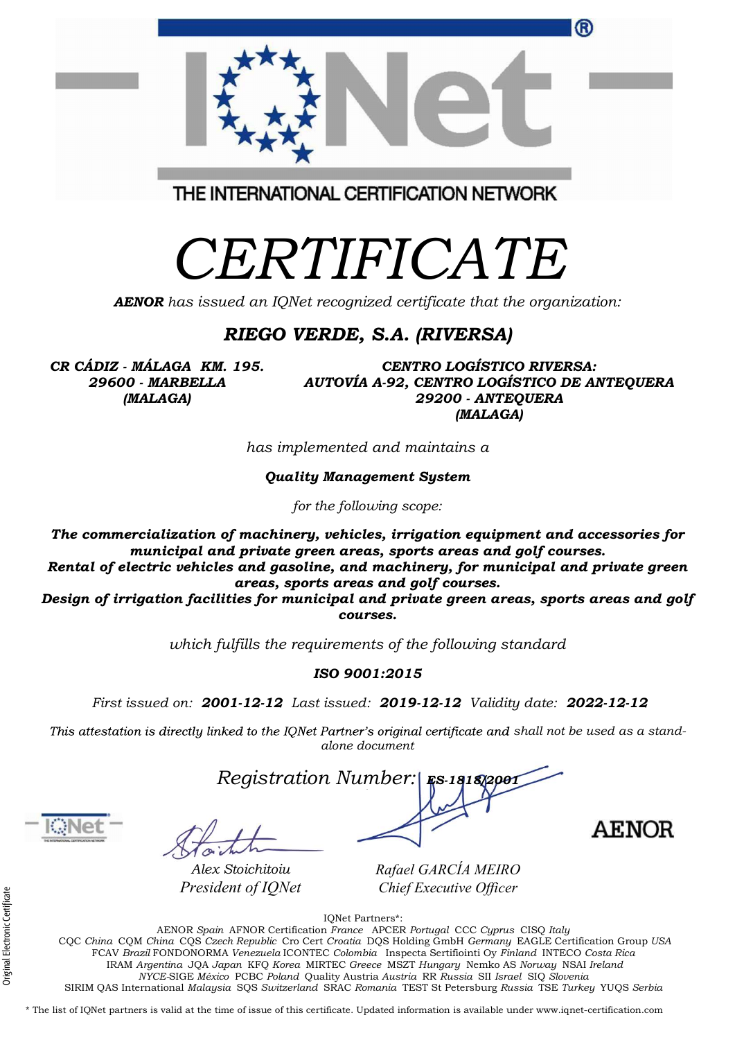# IQNet

THE INTERNATIONAL CERTIFICATION NETWORK

# *CERTIFICATE*

***AENOR*** *has issued an IQNet recognized certificate that the organization:*

## ***RIEGO VERDE, S.A. (RIVERSA)***

***CR CÁDIZ - MÁLAGA KM. 195.***
***29600 - MARBELLA***
***(MALAGA)***

***CENTRO LOGÍSTICO RIVERSA:***
***AUTOVÍA A-92, CENTRO LOGÍSTICO DE ANTEQUERA***
***29200 - ANTEQUERA***
***(MALAGA)***

*has implemented and maintains a*

***Quality Management System***

*for the following scope:*

***The commercialization of machinery, vehicles, irrigation equipment and accessories for municipal and private green areas, sports areas and golf courses.***
***Rental of electric vehicles and gasoline, and machinery, for municipal and private green areas, sports areas and golf courses.***
***Design of irrigation facilities for municipal and private green areas, sports areas and golf courses.***

*which fulfills the requirements of the following standard*

***ISO 9001:2015***

*First issued on:* ***2001-12-12*** *Last issued:* ***2019-12-12*** *Validity date:* ***2022-12-12***

*This attestation is directly linked to the IQNet Partner's original certificate and shall not be used as a stand-alone document*

*Registration Number:* ***ES-1818/2001***

*Alex Stoichitoiu*
*President of IQNet*

*Rafael GARCÍA MEIRO*
*Chief Executive Officer*

AENOR

Original Electronic Certificate

IQNet Partners*:

AENOR *Spain* AFNOR Certification *France* APCER *Portugal* CCC *Cyprus* CISQ *Italy*
CQC *China* CQM *China* CQS *Czech Republic* Cro Cert *Croatia* DQS Holding GmbH *Germany* EAGLE Certification Group *USA*
FCAV *Brazil* FONDONORMA *Venezuela* ICONTEC *Colombia* Inspecta Sertifiointi Oy *Finland* INTECO *Costa Rica*
IRAM *Argentina* JQA *Japan* KFQ *Korea* MIRTEC *Greece* MSZT *Hungary* Nemko AS *Norway* NSAI *Ireland*
*NYCE*-SIGE *México* PCBC *Poland* Quality Austria *Austria* RR *Russia* SII *Israel* SIQ *Slovenia*
SIRIM QAS International *Malaysia* SQS *Switzerland* SRAC *Romania* TEST St Petersburg *Russia* TSE *Turkey* YUQS *Serbia*

* The list of IQNet partners is valid at the time of issue of this certificate. Updated information is available under www.iqnet-certification.com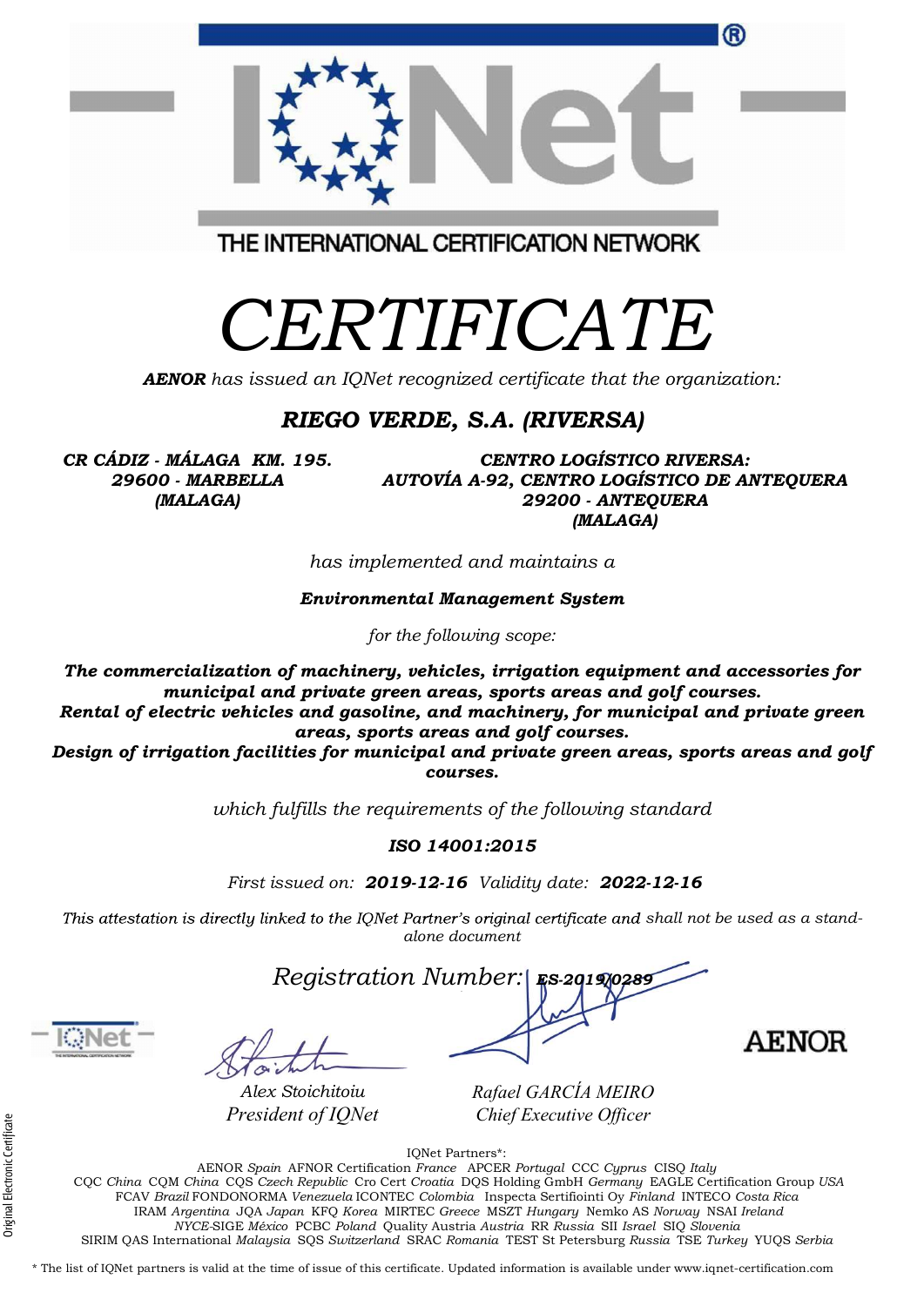THE INTERNATIONAL CERTIFICATION NETWORK

# CERTIFICATE

***AENOR** has issued an IQNet recognized certificate that the organization:*

## *RIEGO VERDE, S.A. (RIVERSA)*

***CR CÁDIZ - MÁLAGA KM. 195.***
***29600 - MARBELLA***
***(MALAGA)***

***CENTRO LOGÍSTICO RIVERSA:***
***AUTOVÍA A-92, CENTRO LOGÍSTICO DE ANTEQUERA***
***29200 - ANTEQUERA***
***(MALAGA)***

*has implemented and maintains a*

***Environmental Management System***

*for the following scope:*

***The commercialization of machinery, vehicles, irrigation equipment and accessories for municipal and private green areas, sports areas and golf courses.***
***Rental of electric vehicles and gasoline, and machinery, for municipal and private green areas, sports areas and golf courses.***
***Design of irrigation facilities for municipal and private green areas, sports areas and golf courses.***

*which fulfills the requirements of the following standard*

***ISO 14001:2015***

*First issued on:* ***2019-12-16*** *Validity date:* ***2022-12-16***

*This attestation is directly linked to the IQNet Partner's original certificate and shall not be used as a stand-alone document*

*Registration Number:* ***ES-2019/0289***

*Alex Stoichitoiu*
*President of IQNet*

*Rafael GARCÍA MEIRO*
*Chief Executive Officer*

AENOR

Original Electronic Certificate

IQNet Partners*:
AENOR *Spain* AFNOR Certification *France* APCER *Portugal* CCC *Cyprus* CISQ *Italy*
CQC *China* CQM *China* CQS *Czech Republic* Cro Cert *Croatia* DQS Holding GmbH *Germany* EAGLE Certification Group *USA*
FCAV *Brazil* FONDONORMA *Venezuela* ICONTEC *Colombia* Inspecta Sertifiointi Oy *Finland* INTECO *Costa Rica*
IRAM *Argentina* JQA *Japan* KFQ *Korea* MIRTEC *Greece* MSZT *Hungary* Nemko AS *Norway* NSAI *Ireland*
*NYCE*-SIGE *México* PCBC *Poland* Quality Austria *Austria* RR *Russia* SII *Israel* SIQ *Slovenia*
SIRIM QAS International *Malaysia* SQS *Switzerland* SRAC *Romania* TEST St Petersburg *Russia* TSE *Turkey* YUQS *Serbia*

* The list of IQNet partners is valid at the time of issue of this certificate. Updated information is available under www.iqnet-certification.com